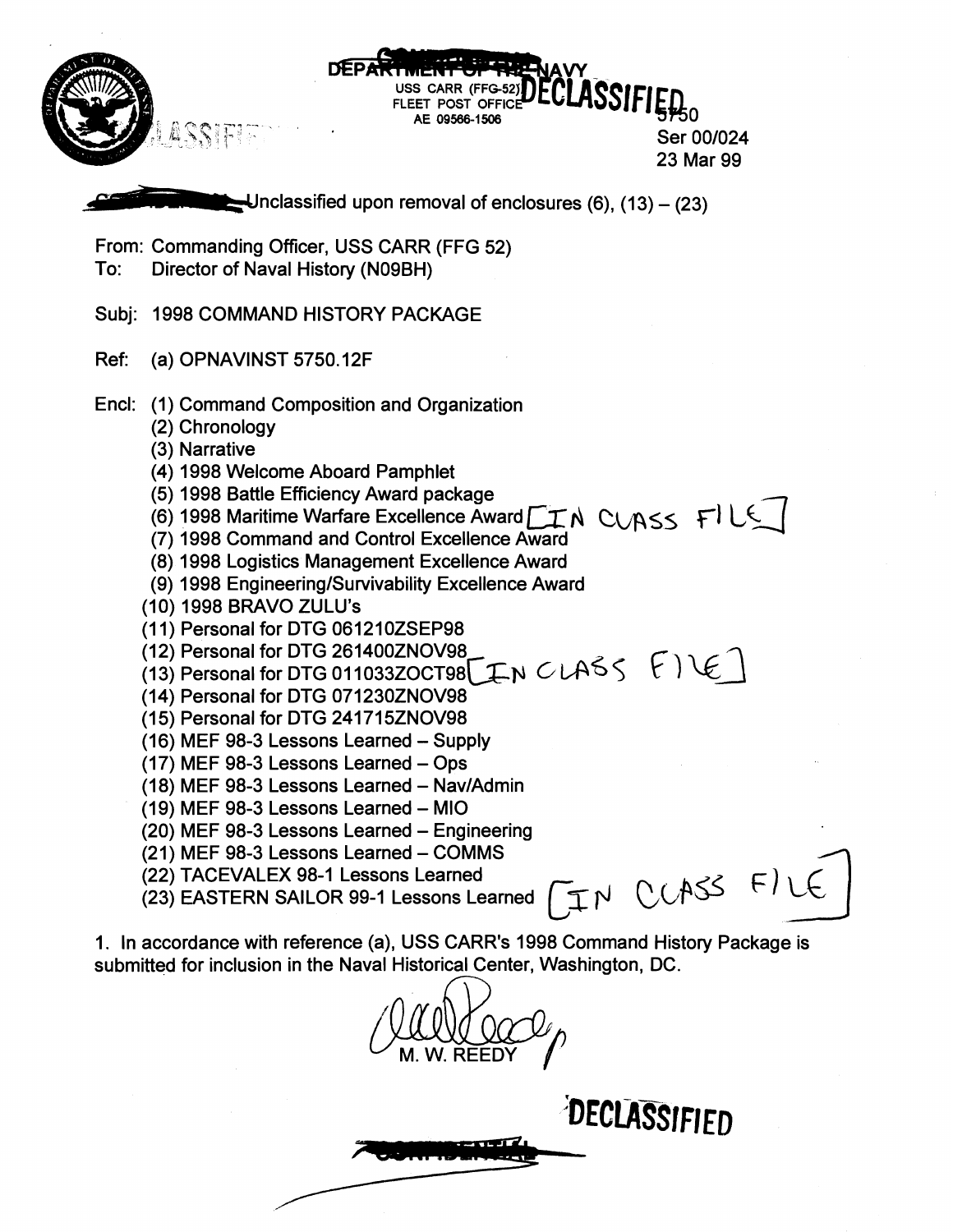DEPARTMENT OF THE NAVY
USS CARR (FFG-52)
FLEET POST OFFICE
AE 09566-1506

DECLASSIFIED

5750
Ser 00/024
23 Mar 99

Unclassified upon removal of enclosures (6), (13) – (23)

From: Commanding Officer, USS CARR (FFG 52)
To: Director of Naval History (N09BH)

Subj: 1998 COMMAND HISTORY PACKAGE

Ref: (a) OPNAVINST 5750.12F

Encl: (1) Command Composition and Organization
(2) Chronology
(3) Narrative
(4) 1998 Welcome Aboard Pamphlet
(5) 1998 Battle Efficiency Award package
(6) 1998 Maritime Warfare Excellence Award [IN CLASS FILE]
(7) 1998 Command and Control Excellence Award
(8) 1998 Logistics Management Excellence Award
(9) 1998 Engineering/Survivability Excellence Award
(10) 1998 BRAVO ZULU's
(11) Personal for DTG 061210ZSEP98
(12) Personal for DTG 261400ZNOV98
(13) Personal for DTG 011033ZOCT98 [IN CLASS FILE]
(14) Personal for DTG 071230ZNOV98
(15) Personal for DTG 241715ZNOV98
(16) MEF 98-3 Lessons Learned – Supply
(17) MEF 98-3 Lessons Learned – Ops
(18) MEF 98-3 Lessons Learned – Nav/Admin
(19) MEF 98-3 Lessons Learned – MIO
(20) MEF 98-3 Lessons Learned – Engineering
(21) MEF 98-3 Lessons Learned – COMMS
(22) TACEVALEX 98-1 Lessons Learned
(23) EASTERN SAILOR 99-1 Lessons Learned [IN CLASS FILE]

1. In accordance with reference (a), USS CARR's 1998 Command History Package is submitted for inclusion in the Naval Historical Center, Washington, DC.

M. W. REEDY

DECLASSIFIED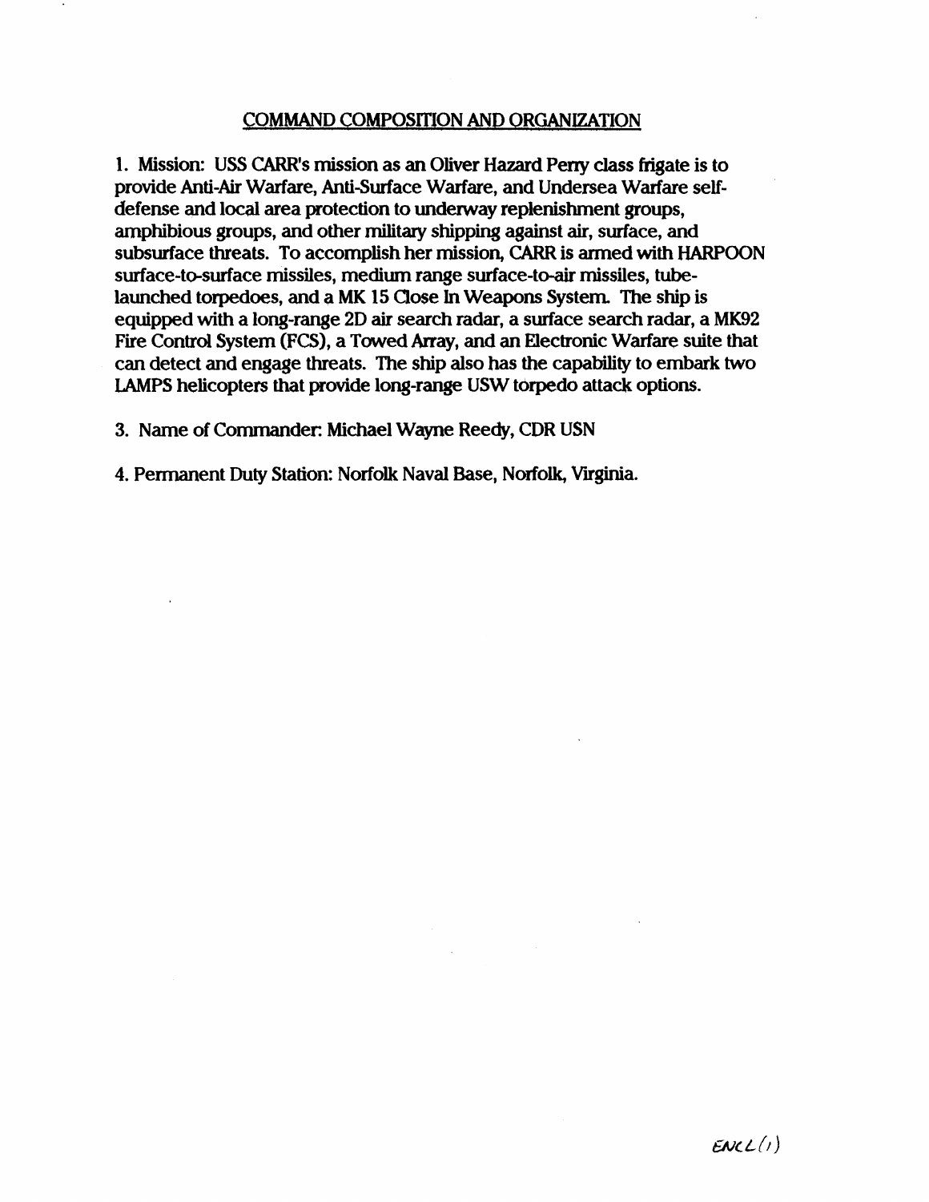## COMMAND COMPOSITION AND ORGANIZATION

1. Mission: USS CARR's mission as an Oliver Hazard Perry class frigate is to provide Anti-Air Warfare, Anti-Surface Warfare, and Undersea Warfare self-defense and local area protection to underway replenishment groups, amphibious groups, and other military shipping against air, surface, and subsurface threats. To accomplish her mission, CARR is armed with HARPOON surface-to-surface missiles, medium range surface-to-air missiles, tube-launched torpedoes, and a MK 15 Close In Weapons System. The ship is equipped with a long-range 2D air search radar, a surface search radar, a MK92 Fire Control System (FCS), a Towed Array, and an Electronic Warfare suite that can detect and engage threats. The ship also has the capability to embark two LAMPS helicopters that provide long-range USW torpedo attack options.

3. Name of Commander: Michael Wayne Reedy, CDR USN

4. Permanent Duty Station: Norfolk Naval Base, Norfolk, Virginia.

ENCL (1)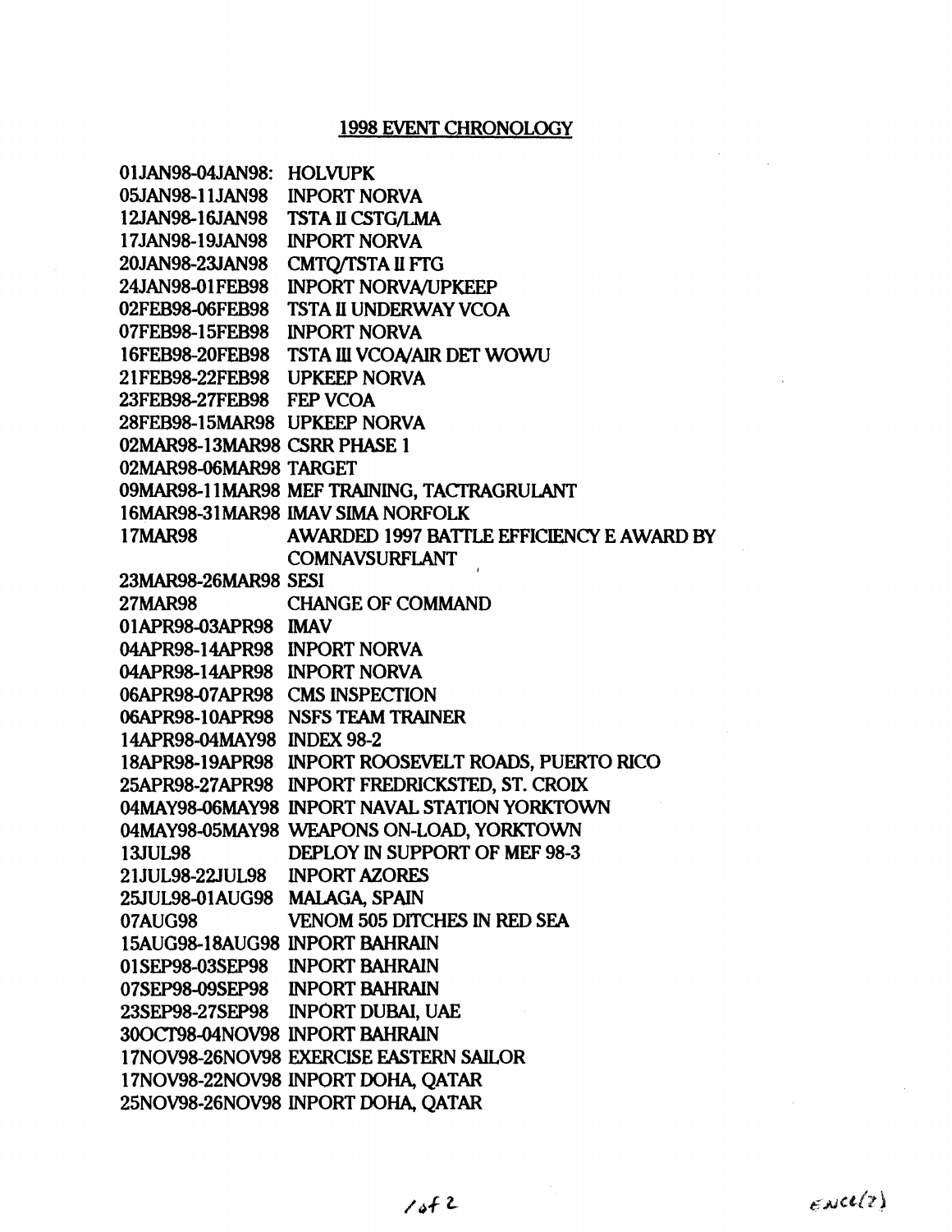## 1998 EVENT CHRONOLOGY

| | |
|---|---|
| 01JAN98-04JAN98: | HOLVUPK |
| 05JAN98-11JAN98 | INPORT NORVA |
| 12JAN98-16JAN98 | TSTA II CSTG/LMA |
| 17JAN98-19JAN98 | INPORT NORVA |
| 20JAN98-23JAN98 | CMTQ/TSTA II FTG |
| 24JAN98-01FEB98 | INPORT NORVA/UPKEEP |
| 02FEB98-06FEB98 | TSTA II UNDERWAY VCOA |
| 07FEB98-15FEB98 | INPORT NORVA |
| 16FEB98-20FEB98 | TSTA III VCOA/AIR DET WOWU |
| 21FEB98-22FEB98 | UPKEEP NORVA |
| 23FEB98-27FEB98 | FEP VCOA |
| 28FEB98-15MAR98 | UPKEEP NORVA |
| 02MAR98-13MAR98 | CSRR PHASE 1 |
| 02MAR98-06MAR98 | TARGET |
| 09MAR98-11MAR98 | MEF TRAINING, TACTRAGRULANT |
| 16MAR98-31MAR98 | IMAV SIMA NORFOLK |
| 17MAR98 | AWARDED 1997 BATTLE EFFICIENCY E AWARD BY COMNAVSURFLANT |
| 23MAR98-26MAR98 | SESI |
| 27MAR98 | CHANGE OF COMMAND |
| 01APR98-03APR98 | IMAV |
| 04APR98-14APR98 | INPORT NORVA |
| 04APR98-14APR98 | INPORT NORVA |
| 06APR98-07APR98 | CMS INSPECTION |
| 06APR98-10APR98 | NSFS TEAM TRAINER |
| 14APR98-04MAY98 | INDEX 98-2 |
| 18APR98-19APR98 | INPORT ROOSEVELT ROADS, PUERTO RICO |
| 25APR98-27APR98 | INPORT FREDRICKSTED, ST. CROIX |
| 04MAY98-06MAY98 | INPORT NAVAL STATION YORKTOWN |
| 04MAY98-05MAY98 | WEAPONS ON-LOAD, YORKTOWN |
| 13JUL98 | DEPLOY IN SUPPORT OF MEF 98-3 |
| 21JUL98-22JUL98 | INPORT AZORES |
| 25JUL98-01AUG98 | MALAGA, SPAIN |
| 07AUG98 | VENOM 505 DITCHES IN RED SEA |
| 15AUG98-18AUG98 | INPORT BAHRAIN |
| 01SEP98-03SEP98 | INPORT BAHRAIN |
| 07SEP98-09SEP98 | INPORT BAHRAIN |
| 23SEP98-27SEP98 | INPORT DUBAI, UAE |
| 30OCT98-04NOV98 | INPORT BAHRAIN |
| 17NOV98-26NOV98 | EXERCISE EASTERN SAILOR |
| 17NOV98-22NOV98 | INPORT DOHA, QATAR |
| 25NOV98-26NOV98 | INPORT DOHA, QATAR |

ENCL(2)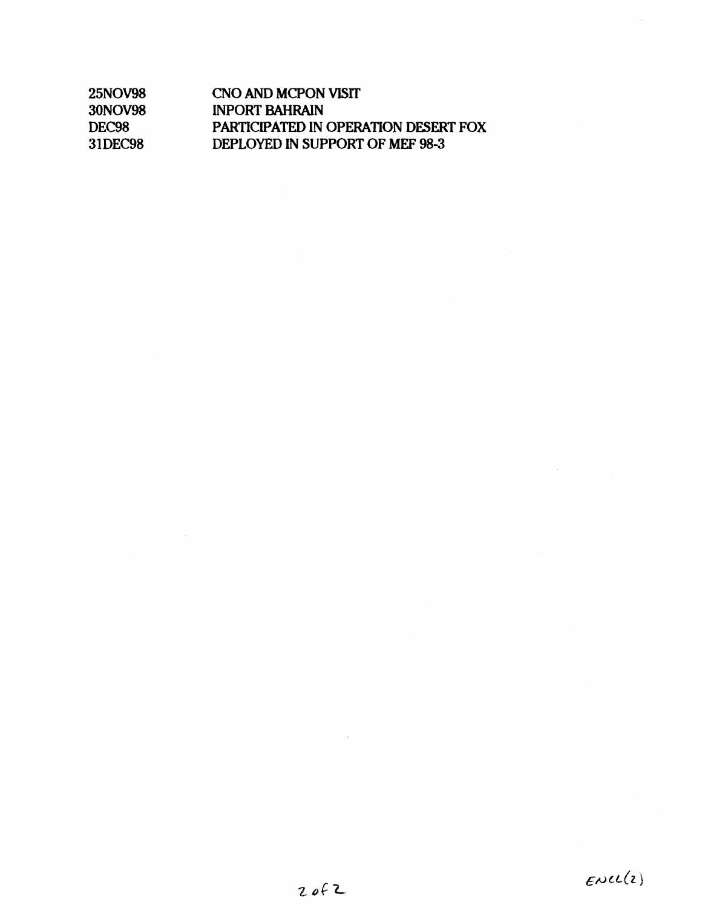| | |
|---|---|
| 25NOV98 | CNO AND MCPON VISIT |
| 30NOV98 | INPORT BAHRAIN |
| DEC98 | PARTICIPATED IN OPERATION DESERT FOX |
| 31DEC98 | DEPLOYED IN SUPPORT OF MEF 98-3 |

ENCL(2)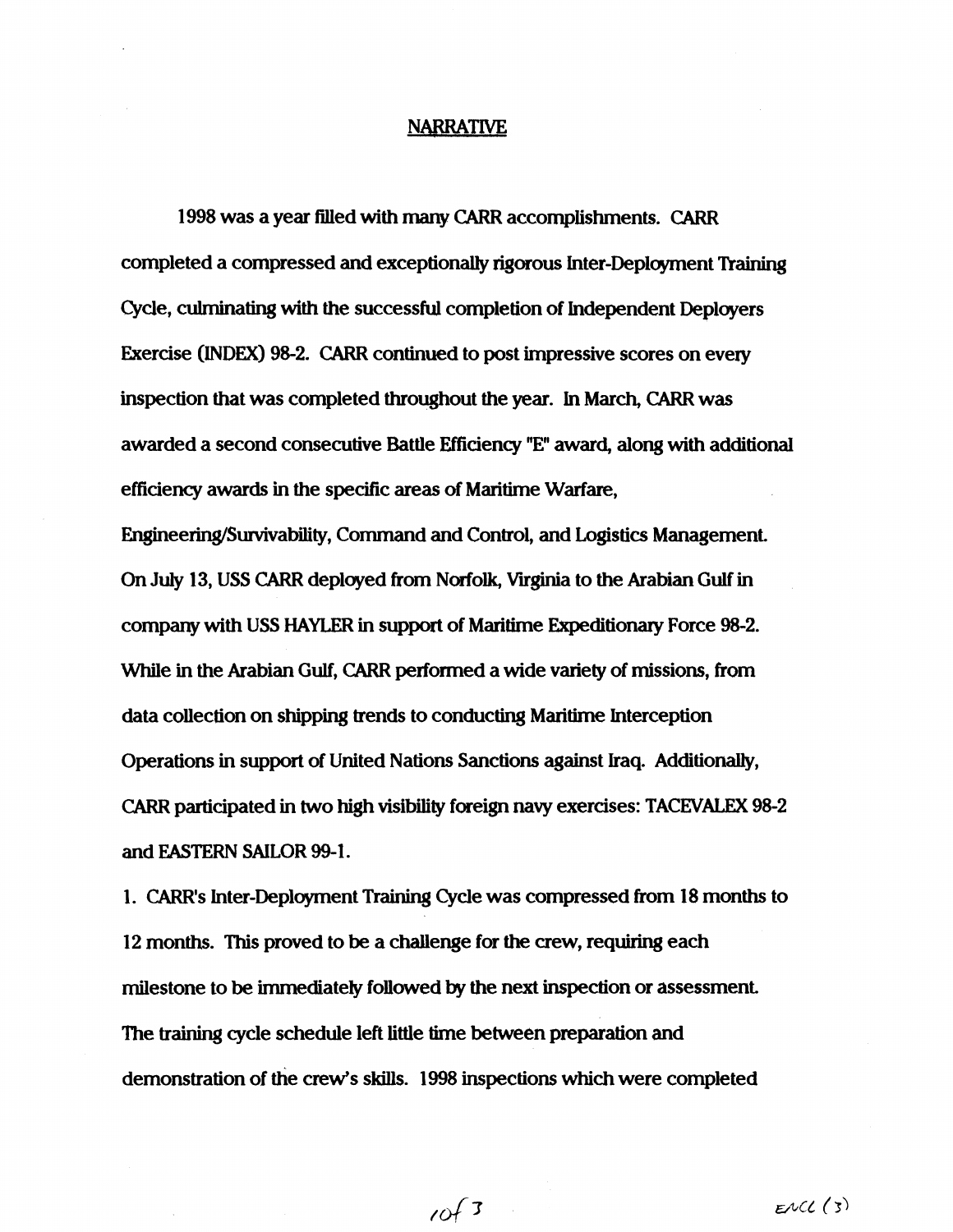## NARRATIVE

1998 was a year filled with many CARR accomplishments. CARR completed a compressed and exceptionally rigorous Inter-Deployment Training Cycle, culminating with the successful completion of Independent Deployers Exercise (INDEX) 98-2. CARR continued to post impressive scores on every inspection that was completed throughout the year. In March, CARR was awarded a second consecutive Battle Efficiency "E" award, along with additional efficiency awards in the specific areas of Maritime Warfare, Engineering/Survivability, Command and Control, and Logistics Management. On July 13, USS CARR deployed from Norfolk, Virginia to the Arabian Gulf in company with USS HAYLER in support of Maritime Expeditionary Force 98-2. While in the Arabian Gulf, CARR performed a wide variety of missions, from data collection on shipping trends to conducting Maritime Interception Operations in support of United Nations Sanctions against Iraq. Additionally, CARR participated in two high visibility foreign navy exercises: TACEVALEX 98-2 and EASTERN SAILOR 99-1.

1. CARR's Inter-Deployment Training Cycle was compressed from 18 months to 12 months. This proved to be a challenge for the crew, requiring each milestone to be immediately followed by the next inspection or assessment. The training cycle schedule left little time between preparation and demonstration of the crew's skills. 1998 inspections which were completed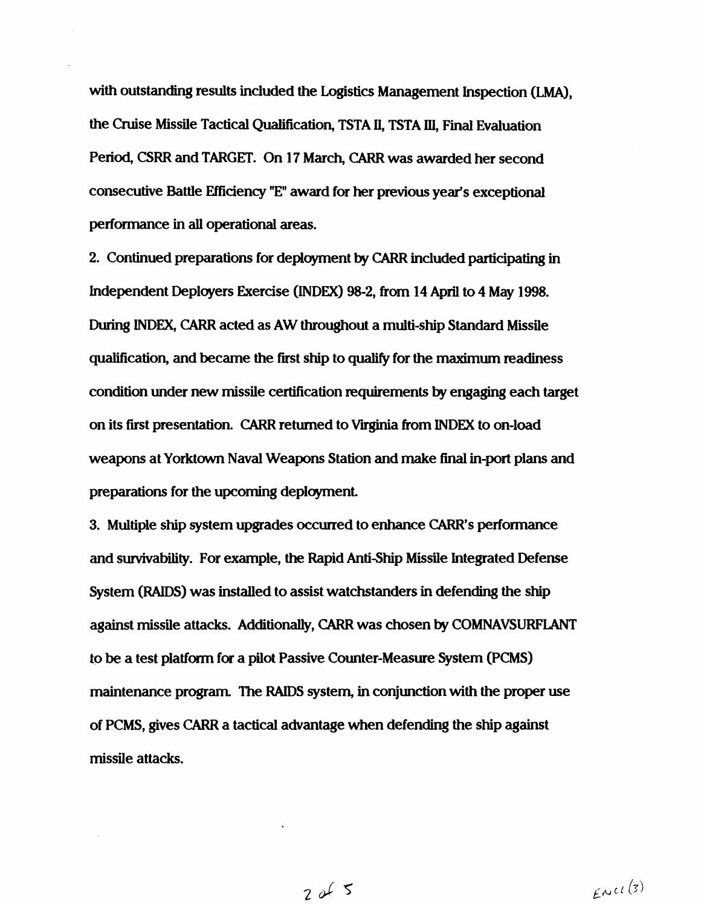with outstanding results included the Logistics Management Inspection (LMA), the Cruise Missile Tactical Qualification, TSTA II, TSTA III, Final Evaluation Period, CSRR and TARGET. On 17 March, CARR was awarded her second consecutive Battle Efficiency "E" award for her previous year's exceptional performance in all operational areas.

2. Continued preparations for deployment by CARR included participating in Independent Deployers Exercise (INDEX) 98-2, from 14 April to 4 May 1998. During INDEX, CARR acted as AW throughout a multi-ship Standard Missile qualification, and became the first ship to qualify for the maximum readiness condition under new missile certification requirements by engaging each target on its first presentation. CARR returned to Virginia from INDEX to on-load weapons at Yorktown Naval Weapons Station and make final in-port plans and preparations for the upcoming deployment.

3. Multiple ship system upgrades occurred to enhance CARR's performance and survivability. For example, the Rapid Anti-Ship Missile Integrated Defense System (RAIDS) was installed to assist watchstanders in defending the ship against missile attacks. Additionally, CARR was chosen by COMNAVSURFLANT to be a test platform for a pilot Passive Counter-Measure System (PCMS) maintenance program. The RAIDS system, in conjunction with the proper use of PCMS, gives CARR a tactical advantage when defending the ship against missile attacks.

Encl (3)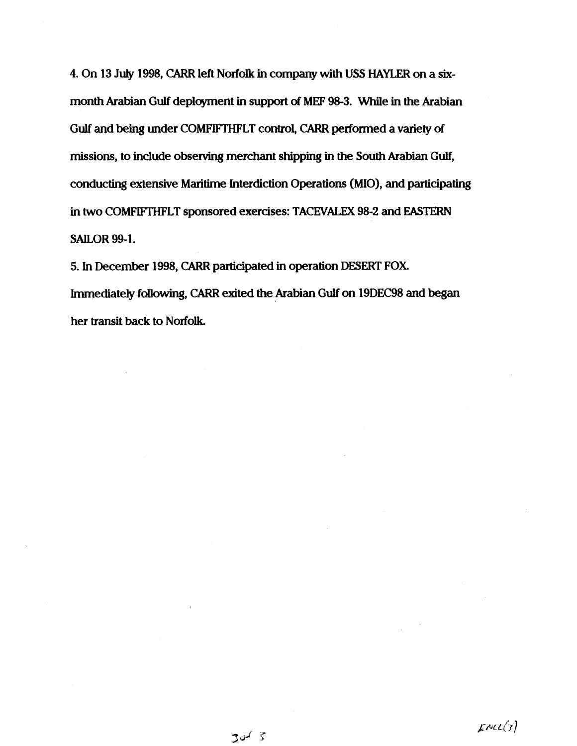4. On 13 July 1998, CARR left Norfolk in company with USS HAYLER on a six-month Arabian Gulf deployment in support of MEF 98-3. While in the Arabian Gulf and being under COMFIFTHFLT control, CARR performed a variety of missions, to include observing merchant shipping in the South Arabian Gulf, conducting extensive Maritime Interdiction Operations (MIO), and participating in two COMFIFTHFLT sponsored exercises: TACEVALEX 98-2 and EASTERN SAILOR 99-1.

5. In December 1998, CARR participated in operation DESERT FOX. Immediately following, CARR exited the Arabian Gulf on 19DEC98 and began her transit back to Norfolk.

ENCL(3)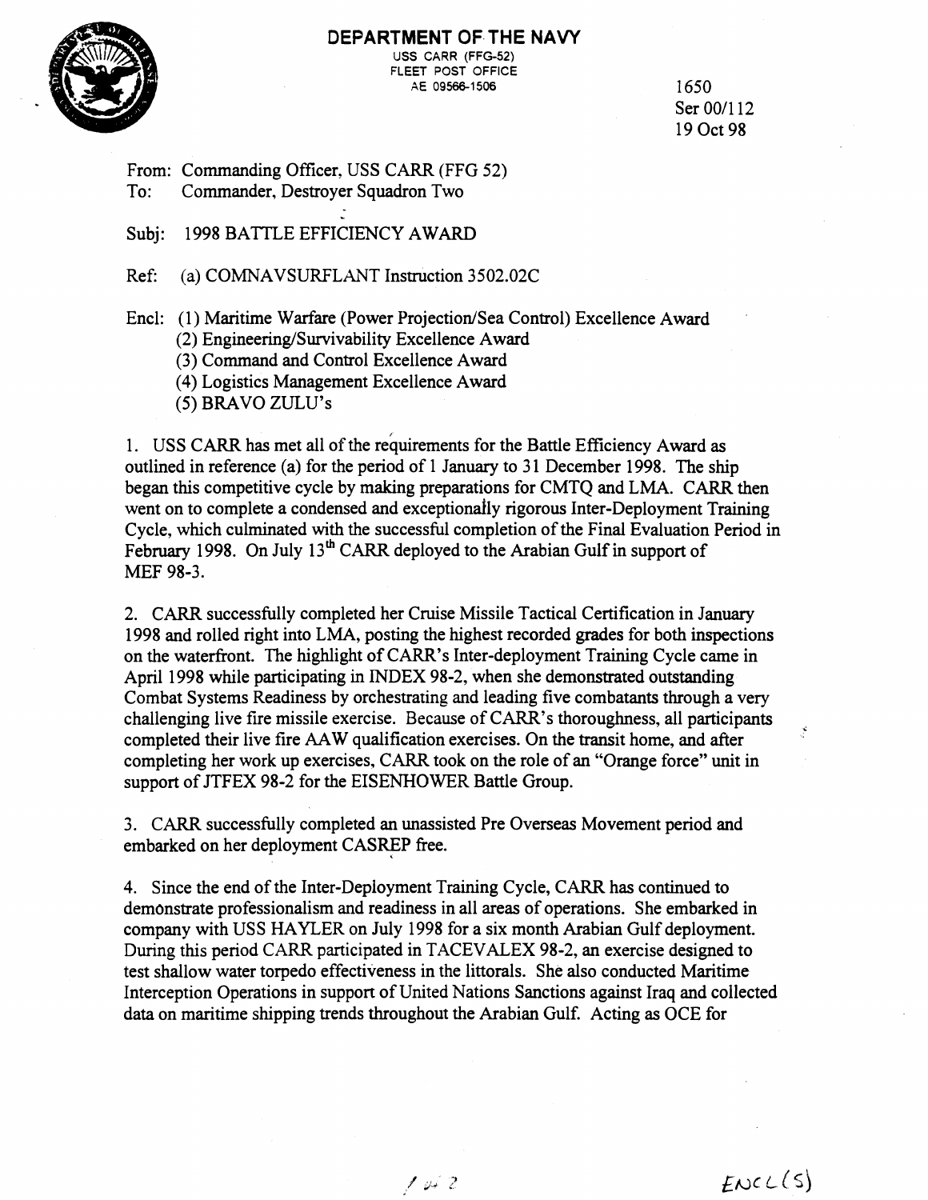**DEPARTMENT OF THE NAVY**
USS CARR (FFG-52)
FLEET POST OFFICE
AE 09566-1506

1650
Ser 00/112
19 Oct 98

From: Commanding Officer, USS CARR (FFG 52)
To: Commander, Destroyer Squadron Two

Subj: 1998 BATTLE EFFICIENCY AWARD

Ref: (a) COMNAVSURFLANT Instruction 3502.02C

Encl: (1) Maritime Warfare (Power Projection/Sea Control) Excellence Award
(2) Engineering/Survivability Excellence Award
(3) Command and Control Excellence Award
(4) Logistics Management Excellence Award
(5) BRAVO ZULU's

1. USS CARR has met all of the requirements for the Battle Efficiency Award as outlined in reference (a) for the period of 1 January to 31 December 1998. The ship began this competitive cycle by making preparations for CMTQ and LMA. CARR then went on to complete a condensed and exceptionally rigorous Inter-Deployment Training Cycle, which culminated with the successful completion of the Final Evaluation Period in February 1998. On July 13th CARR deployed to the Arabian Gulf in support of MEF 98-3.

2. CARR successfully completed her Cruise Missile Tactical Certification in January 1998 and rolled right into LMA, posting the highest recorded grades for both inspections on the waterfront. The highlight of CARR's Inter-deployment Training Cycle came in April 1998 while participating in INDEX 98-2, when she demonstrated outstanding Combat Systems Readiness by orchestrating and leading five combatants through a very challenging live fire missile exercise. Because of CARR's thoroughness, all participants completed their live fire AAW qualification exercises. On the transit home, and after completing her work up exercises, CARR took on the role of an "Orange force" unit in support of JTFEX 98-2 for the EISENHOWER Battle Group.

3. CARR successfully completed an unassisted Pre Overseas Movement period and embarked on her deployment CASREP free.

4. Since the end of the Inter-Deployment Training Cycle, CARR has continued to demonstrate professionalism and readiness in all areas of operations. She embarked in company with USS HAYLER on July 1998 for a six month Arabian Gulf deployment. During this period CARR participated in TACEVALEX 98-2, an exercise designed to test shallow water torpedo effectiveness in the littorals. She also conducted Maritime Interception Operations in support of United Nations Sanctions against Iraq and collected data on maritime shipping trends throughout the Arabian Gulf. Acting as OCE for

ENCL (5)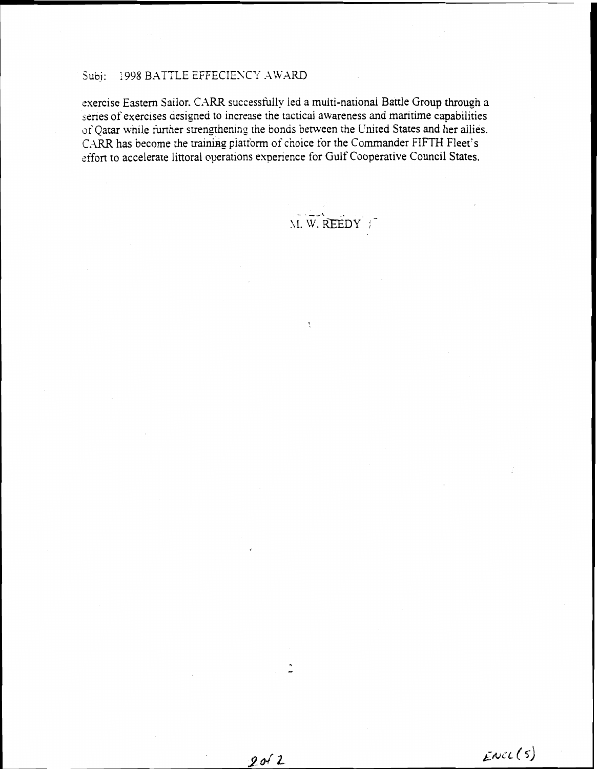Subj: 1998 BATTLE EFFECIENCY AWARD

exercise Eastern Sailor. CARR successfully led a multi-national Battle Group through a series of exercises designed to increase the tactical awareness and maritime capabilities of Qatar while further strengthening the bonds between the United States and her allies. CARR has become the training platform of choice for the Commander FIFTH Fleet's effort to accelerate littoral operations experience for Gulf Cooperative Council States.

M. W. REEDY

Encl (5)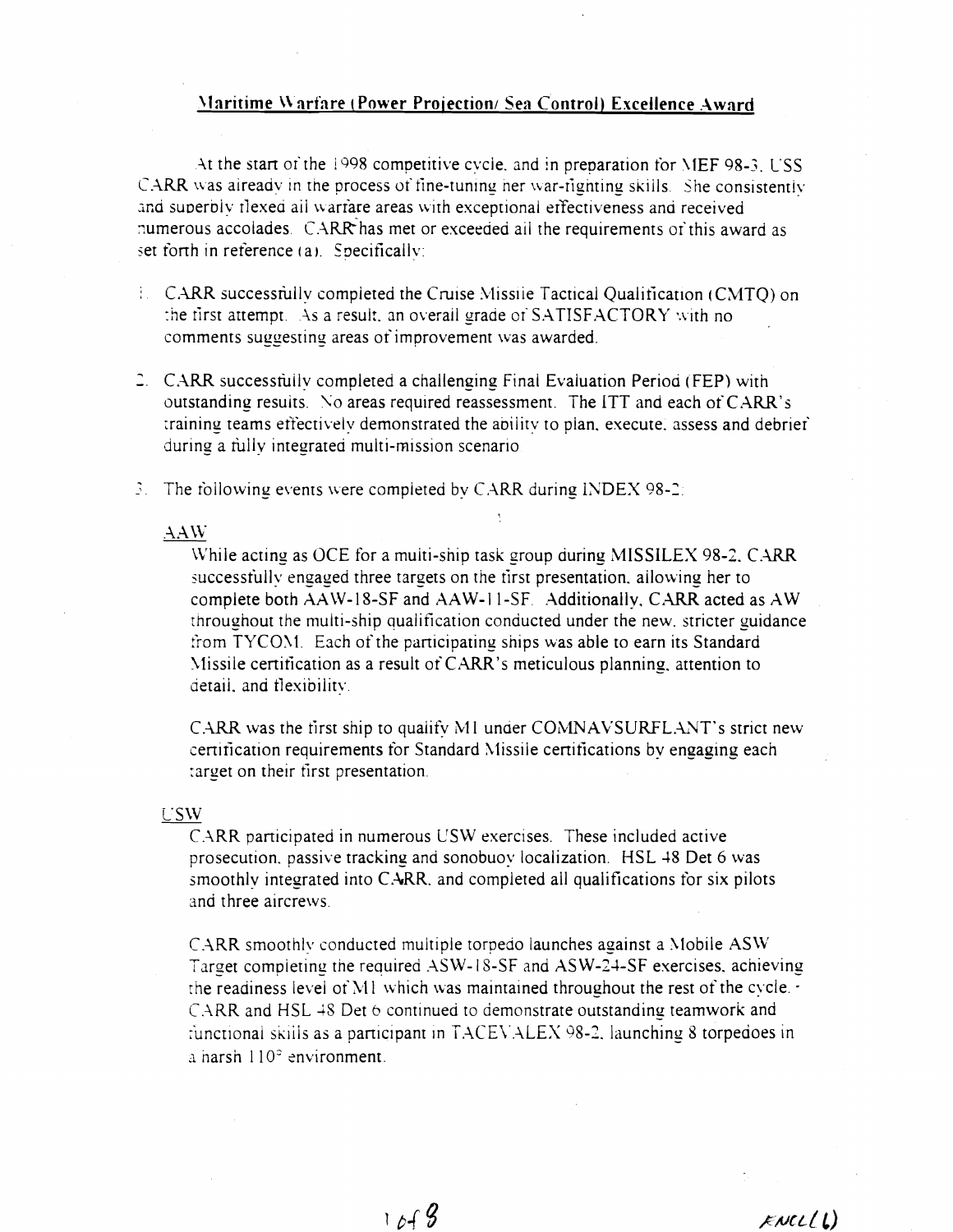## Maritime Warfare (Power Projection/ Sea Control) Excellence Award

At the start of the 1998 competitive cycle, and in preparation for MEF 98-3, USS CARR was already in the process of fine-tuning her war-fighting skills. She consistently and superbly flexed all warfare areas with exceptional effectiveness and received numerous accolades. CARR has met or exceeded all the requirements of this award as set forth in reference (a). Specifically:

1. CARR successfully completed the Cruise Missile Tactical Qualification (CMTQ) on the first attempt. As a result, an overall grade of SATISFACTORY with no comments suggesting areas of improvement was awarded.

2. CARR successfully completed a challenging Final Evaluation Period (FEP) with outstanding results. No areas required reassessment. The ITT and each of CARR's training teams effectively demonstrated the ability to plan, execute, assess and debrief during a fully integrated multi-mission scenario.

3. The following events were completed by CARR during INDEX 98-2:

   AAW

   While acting as OCE for a multi-ship task group during MISSILEX 98-2, CARR successfully engaged three targets on the first presentation, allowing her to complete both AAW-18-SF and AAW-11-SF. Additionally, CARR acted as AW throughout the multi-ship qualification conducted under the new, stricter guidance from TYCOM. Each of the participating ships was able to earn its Standard Missile certification as a result of CARR's meticulous planning, attention to detail, and flexibility.

   CARR was the first ship to qualify M1 under COMNAVSURFLANT's strict new certification requirements for Standard Missile certifications by engaging each target on their first presentation.

   USW

   CARR participated in numerous USW exercises. These included active prosecution, passive tracking and sonobuoy localization. HSL 48 Det 6 was smoothly integrated into CARR, and completed all qualifications for six pilots and three aircrews.

   CARR smoothly conducted multiple torpedo launches against a Mobile ASW Target completing the required ASW-18-SF and ASW-24-SF exercises, achieving the readiness level of M1 which was maintained throughout the rest of the cycle. CARR and HSL 48 Det 6 continued to demonstrate outstanding teamwork and functional skills as a participant in TACEVALEX 98-2, launching 8 torpedoes in a harsh 110° environment.

ENCL (1)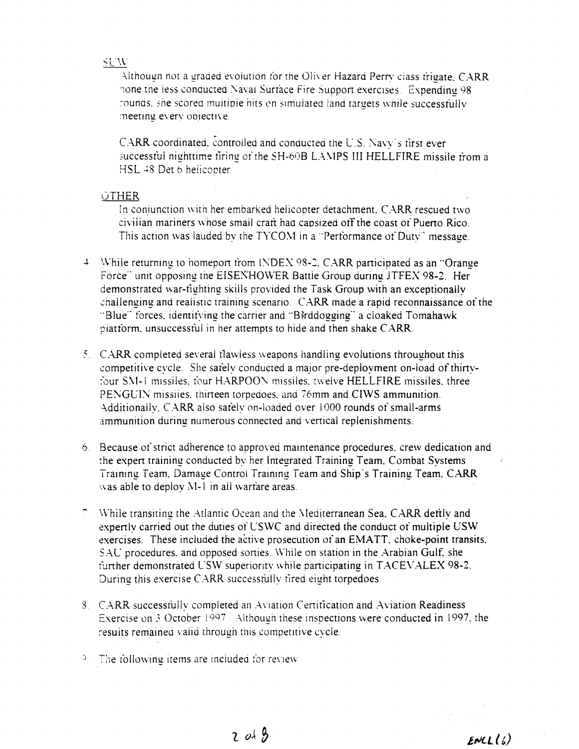SUW

Although not a graded evolution for the Oliver Hazard Perry class frigate, CARR none the less conducted Naval Surface Fire Support exercises. Expending 98 rounds, she scored multiple hits on simulated land targets while successfully meeting every objective.

CARR coordinated, controlled and conducted the U.S. Navy's first ever successful nighttime firing of the SH-60B LAMPS III HELLFIRE missile from a HSL 48 Det 6 helicopter.

OTHER

In conjunction with her embarked helicopter detachment, CARR rescued two civilian mariners whose small craft had capsized off the coast of Puerto Rico. This action was lauded by the TYCOM in a "Performance of Duty" message.

4. While returning to homeport from INDEX 98-2, CARR participated as an "Orange Force" unit opposing the EISENHOWER Battle Group during JTFEX 98-2. Her demonstrated war-fighting skills provided the Task Group with an exceptionally challenging and realistic training scenario. CARR made a rapid reconnaissance of the "Blue" forces, identifying the carrier and "Birddogging" a cloaked Tomahawk platform, unsuccessful in her attempts to hide and then shake CARR.

5. CARR completed several flawless weapons handling evolutions throughout this competitive cycle. She safely conducted a major pre-deployment on-load of thirty-four SM-1 missiles, four HARPOON missiles, twelve HELLFIRE missiles, three PENGUIN missiles, thirteen torpedoes, and 76mm and CIWS ammunition. Additionally, CARR also safely on-loaded over 1000 rounds of small-arms ammunition during numerous connected and vertical replenishments.

6. Because of strict adherence to approved maintenance procedures, crew dedication and the expert training conducted by her Integrated Training Team, Combat Systems Training Team, Damage Control Training Team and Ship's Training Team, CARR was able to deploy M-1 in all warfare areas.

7. While transiting the Atlantic Ocean and the Mediterranean Sea, CARR deftly and expertly carried out the duties of USWC and directed the conduct of multiple USW exercises. These included the active prosecution of an EMATT, choke-point transits, SAU procedures, and opposed sorties. While on station in the Arabian Gulf, she further demonstrated USW superiority while participating in TACEVALEX 98-2. During this exercise CARR successfully fired eight torpedoes.

8. CARR successfully completed an Aviation Certification and Aviation Readiness Exercise on 3 October 1997. Although these inspections were conducted in 1997, the results remained valid through this competitive cycle.

9. The following items are included for review:

ENCL (6)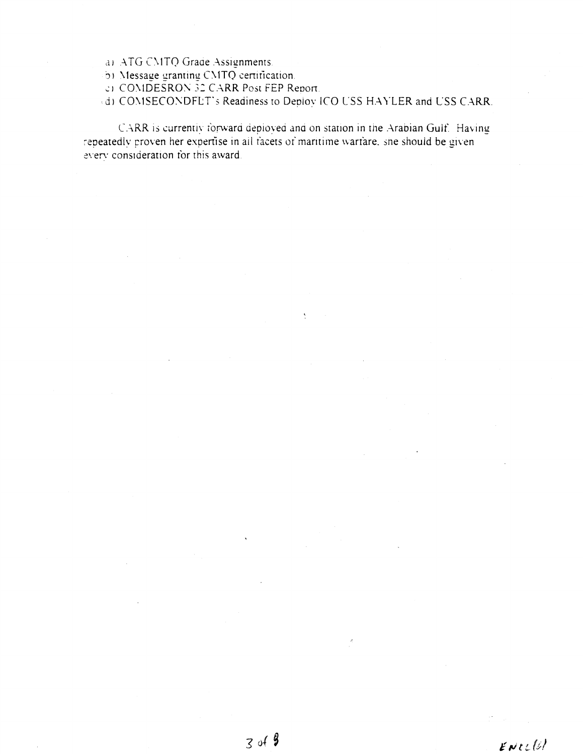a) ATG CMTQ Grade Assignments.
b) Message granting CMTQ certification.
c) COMDESRON 32 CARR Post FEP Report.
d) COMSECONDFLT's Readiness to Deploy ICO USS HAYLER and USS CARR.

CARR is currently forward deployed and on station in the Arabian Gulf. Having repeatedly proven her expertise in all facets of maritime warfare, she should be given every consideration for this award.

Encl (6)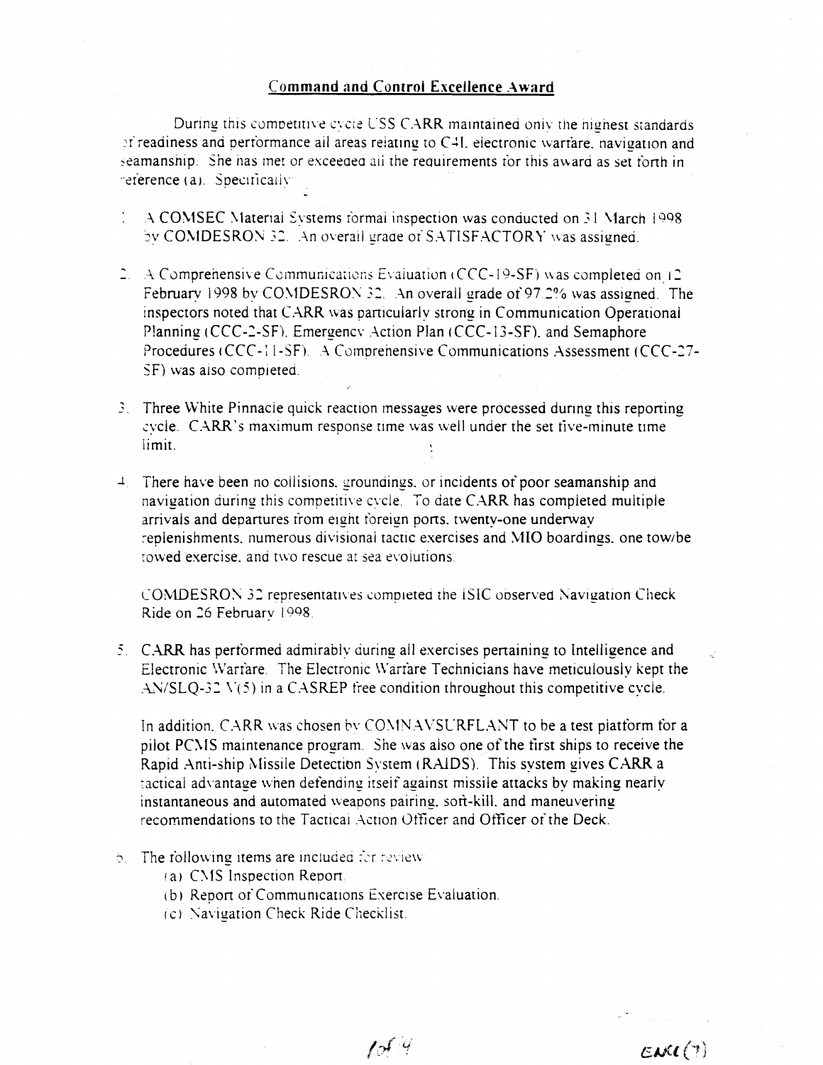## Command and Control Excellence Award

During this competitive cycle USS CARR maintained only the highest standards of readiness and performance all areas relating to C4I, electronic warfare, navigation and seamanship. She has met or exceeded all the requirements for this award as set forth in reference (a). Specifically:

1. A COMSEC Material Systems formal inspection was conducted on 31 March 1998 by COMDESRON 32. An overall grade of SATISFACTORY was assigned.

2. A Comprehensive Communications Evaluation (CCC-19-SF) was completed on 12 February 1998 by COMDESRON 32. An overall grade of 97.2% was assigned. The inspectors noted that CARR was particularly strong in Communication Operational Planning (CCC-2-SF), Emergency Action Plan (CCC-13-SF), and Semaphore Procedures (CCC-11-SF). A Comprehensive Communications Assessment (CCC-27-SF) was also completed.

3. Three White Pinnacle quick reaction messages were processed during this reporting cycle. CARR's maximum response time was well under the set five-minute time limit.

4. There have been no collisions, groundings, or incidents of poor seamanship and navigation during this competitive cycle. To date CARR has completed multiple arrivals and departures from eight foreign ports, twenty-one underway replenishments, numerous divisional tactic exercises and MIO boardings, one tow/be towed exercise, and two rescue at sea evolutions.

   COMDESRON 32 representatives completed the ISIC observed Navigation Check Ride on 26 February 1998.

5. CARR has performed admirably during all exercises pertaining to Intelligence and Electronic Warfare. The Electronic Warfare Technicians have meticulously kept the AN/SLQ-32 V(5) in a CASREP free condition throughout this competitive cycle.

   In addition, CARR was chosen by COMNAVSURFLANT to be a test platform for a pilot PCMS maintenance program. She was also one of the first ships to receive the Rapid Anti-ship Missile Detection System (RAIDS). This system gives CARR a tactical advantage when defending itself against missile attacks by making nearly instantaneous and automated weapons pairing, soft-kill, and maneuvering recommendations to the Tactical Action Officer and Officer of the Deck.

6. The following items are included for review:
   (a) CMS Inspection Report.
   (b) Report of Communications Exercise Evaluation.
   (c) Navigation Check Ride Checklist.

ENCL (7)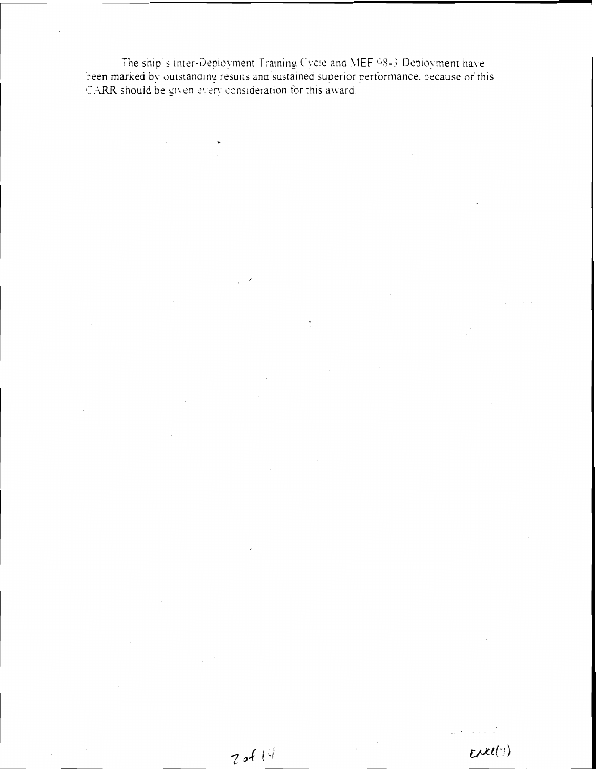The ship's Inter-Deployment Training Cycle and MEF 98-3 Deployment have been marked by outstanding results and sustained superior performance. Because of this CARR should be given every consideration for this award.

Encl(7)